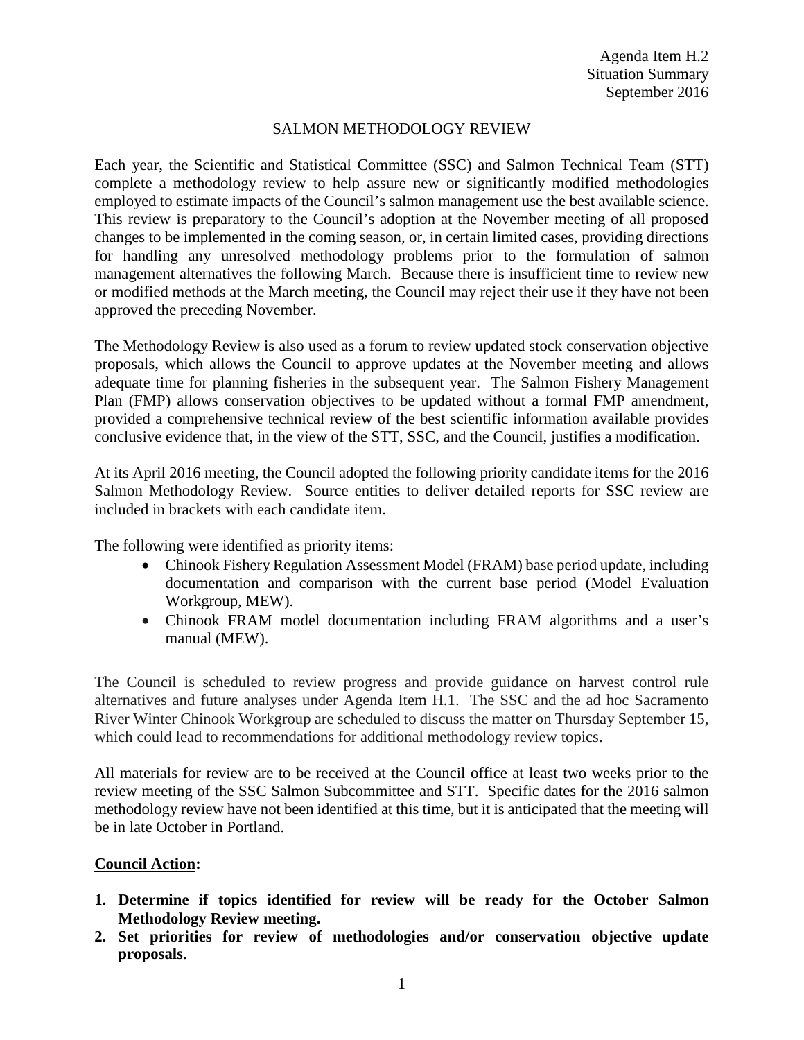Agenda Item H.2
Situation Summary
September 2016

# SALMON METHODOLOGY REVIEW

Each year, the Scientific and Statistical Committee (SSC) and Salmon Technical Team (STT) complete a methodology review to help assure new or significantly modified methodologies employed to estimate impacts of the Council's salmon management use the best available science. This review is preparatory to the Council's adoption at the November meeting of all proposed changes to be implemented in the coming season, or, in certain limited cases, providing directions for handling any unresolved methodology problems prior to the formulation of salmon management alternatives the following March. Because there is insufficient time to review new or modified methods at the March meeting, the Council may reject their use if they have not been approved the preceding November.

The Methodology Review is also used as a forum to review updated stock conservation objective proposals, which allows the Council to approve updates at the November meeting and allows adequate time for planning fisheries in the subsequent year. The Salmon Fishery Management Plan (FMP) allows conservation objectives to be updated without a formal FMP amendment, provided a comprehensive technical review of the best scientific information available provides conclusive evidence that, in the view of the STT, SSC, and the Council, justifies a modification.

At its April 2016 meeting, the Council adopted the following priority candidate items for the 2016 Salmon Methodology Review. Source entities to deliver detailed reports for SSC review are included in brackets with each candidate item.

The following were identified as priority items:

- Chinook Fishery Regulation Assessment Model (FRAM) base period update, including documentation and comparison with the current base period (Model Evaluation Workgroup, MEW).
- Chinook FRAM model documentation including FRAM algorithms and a user's manual (MEW).

The Council is scheduled to review progress and provide guidance on harvest control rule alternatives and future analyses under Agenda Item H.1. The SSC and the ad hoc Sacramento River Winter Chinook Workgroup are scheduled to discuss the matter on Thursday September 15, which could lead to recommendations for additional methodology review topics.

All materials for review are to be received at the Council office at least two weeks prior to the review meeting of the SSC Salmon Subcommittee and STT. Specific dates for the 2016 salmon methodology review have not been identified at this time, but it is anticipated that the meeting will be in late October in Portland.

## Council Action:

1. **Determine if topics identified for review will be ready for the October Salmon Methodology Review meeting.**
2. **Set priorities for review of methodologies and/or conservation objective update proposals**.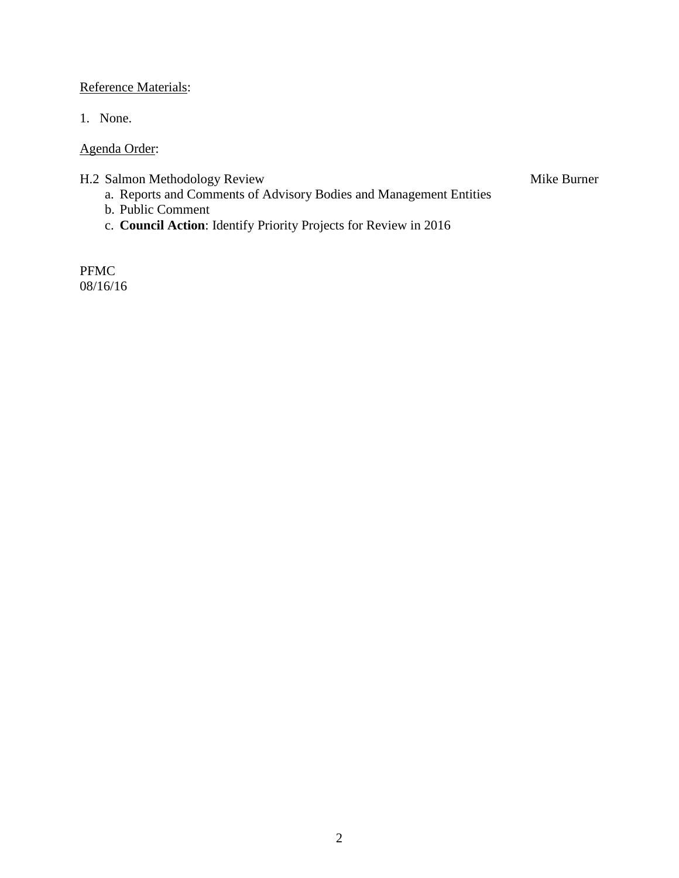<u>Reference Materials</u>:

1. None.

<u>Agenda Order</u>:

H.2 Salmon Methodology Review Mike Burner

a. Reports and Comments of Advisory Bodies and Management Entities
b. Public Comment
c. **Council Action**: Identify Priority Projects for Review in 2016

PFMC
08/16/16